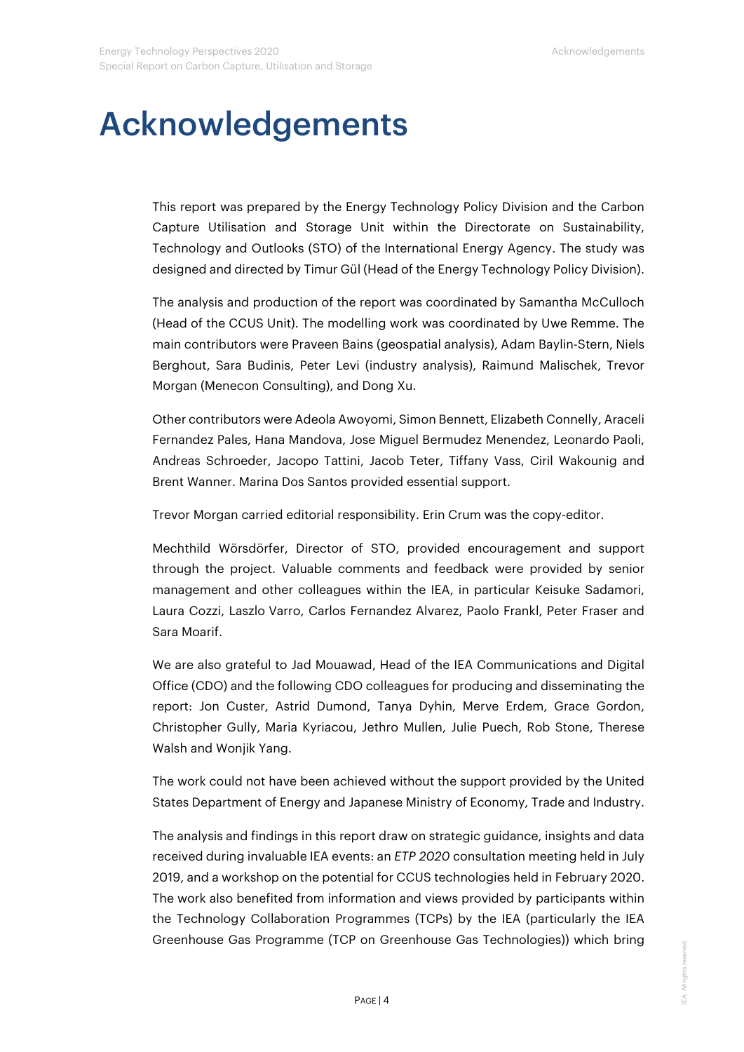# Acknowledgements

This report was prepared by the Energy Technology Policy Division and the Carbon Capture Utilisation and Storage Unit within the Directorate on Sustainability, Technology and Outlooks (STO) of the International Energy Agency. The study was designed and directed by Timur Gül (Head of the Energy Technology Policy Division).

The analysis and production of the report was coordinated by Samantha McCulloch (Head of the CCUS Unit). The modelling work was coordinated by Uwe Remme. The main contributors were Praveen Bains (geospatial analysis), Adam Baylin-Stern, Niels Berghout, Sara Budinis, Peter Levi (industry analysis), Raimund Malischek, Trevor Morgan (Menecon Consulting), and Dong Xu.

Other contributors were Adeola Awoyomi, Simon Bennett, Elizabeth Connelly, Araceli Fernandez Pales, Hana Mandova, Jose Miguel Bermudez Menendez, Leonardo Paoli, Andreas Schroeder, Jacopo Tattini, Jacob Teter, Tiffany Vass, Ciril Wakounig and Brent Wanner. Marina Dos Santos provided essential support.

Trevor Morgan carried editorial responsibility. Erin Crum was the copy-editor.

Mechthild Wörsdörfer, Director of STO, provided encouragement and support through the project. Valuable comments and feedback were provided by senior management and other colleagues within the IEA, in particular Keisuke Sadamori, Laura Cozzi, Laszlo Varro, Carlos Fernandez Alvarez, Paolo Frankl, Peter Fraser and Sara Moarif.

We are also grateful to Jad Mouawad, Head of the IEA Communications and Digital Office (CDO) and the following CDO colleagues for producing and disseminating the report: Jon Custer, Astrid Dumond, Tanya Dyhin, Merve Erdem, Grace Gordon, Christopher Gully, Maria Kyriacou, Jethro Mullen, Julie Puech, Rob Stone, Therese Walsh and Wonjik Yang.

The work could not have been achieved without the support provided by the United States Department of Energy and Japanese Ministry of Economy, Trade and Industry.

The analysis and findings in this report draw on strategic guidance, insights and data received during invaluable IEA events: an *ETP 2020* consultation meeting held in July 2019, and a workshop on the potential for CCUS technologies held in February 2020. The work also benefited from information and views provided by participants within the Technology Collaboration Programmes (TCPs) by the IEA (particularly the IEA Greenhouse Gas Programme (TCP on Greenhouse Gas Technologies)) which bring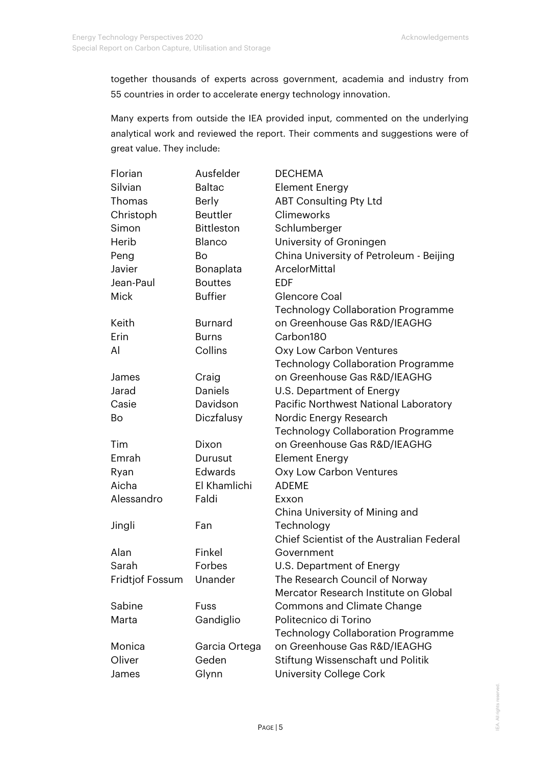together thousands of experts across government, academia and industry from 55 countries in order to accelerate energy technology innovation.

Many experts from outside the IEA provided input, commented on the underlying analytical work and reviewed the report. Their comments and suggestions were of great value. They include:

| | | |
|---|---|---|
| Florian | Ausfelder | DECHEMA |
| Silvian | Baltac | Element Energy |
| Thomas | Berly | ABT Consulting Pty Ltd |
| Christoph | Beuttler | Climeworks |
| Simon | Bittleston | Schlumberger |
| Herib | Blanco | University of Groningen |
| Peng | Bo | China University of Petroleum - Beijing |
| Javier | Bonaplata | ArcelorMittal |
| Jean-Paul | Bouttes | EDF |
| Mick | Buffier | Glencore Coal |
| Keith | Burnard | Technology Collaboration Programme on Greenhouse Gas R&D/IEAGHG |
| Erin | Burns | Carbon180 |
| Al | Collins | Oxy Low Carbon Ventures |
| James | Craig | Technology Collaboration Programme on Greenhouse Gas R&D/IEAGHG |
| Jarad | Daniels | U.S. Department of Energy |
| Casie | Davidson | Pacific Northwest National Laboratory |
| Bo | Diczfalusy | Nordic Energy Research |
| Tim | Dixon | Technology Collaboration Programme on Greenhouse Gas R&D/IEAGHG |
| Emrah | Durusut | Element Energy |
| Ryan | Edwards | Oxy Low Carbon Ventures |
| Aicha | El Khamlichi | ADEME |
| Alessandro | Faldi | Exxon |
| Jingli | Fan | China University of Mining and Technology |
| Alan | Finkel | Chief Scientist of the Australian Federal Government |
| Sarah | Forbes | U.S. Department of Energy |
| Fridtjof Fossum | Unander | The Research Council of Norway |
| Sabine | Fuss | Mercator Research Institute on Global Commons and Climate Change |
| Marta | Gandiglio | Politecnico di Torino |
| Monica | Garcia Ortega | Technology Collaboration Programme on Greenhouse Gas R&D/IEAGHG |
| Oliver | Geden | Stiftung Wissenschaft und Politik |
| James | Glynn | University College Cork |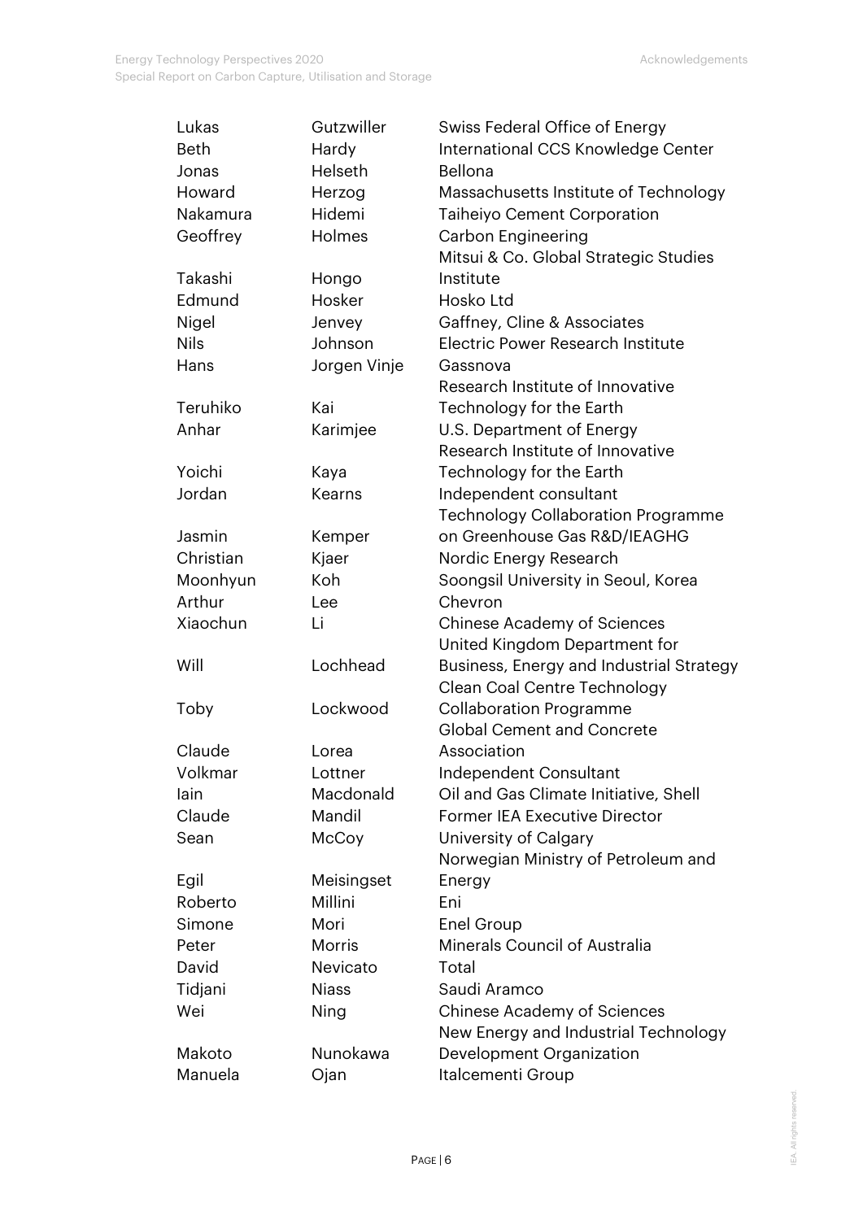| | | |
|---|---|---|
| Lukas | Gutzwiller | Swiss Federal Office of Energy |
| Beth | Hardy | International CCS Knowledge Center |
| Jonas | Helseth | Bellona |
| Howard | Herzog | Massachusetts Institute of Technology |
| Nakamura | Hidemi | Taiheiyo Cement Corporation |
| Geoffrey | Holmes | Carbon Engineering |
| Takashi | Hongo | Mitsui & Co. Global Strategic Studies Institute |
| Edmund | Hosker | Hosko Ltd |
| Nigel | Jenvey | Gaffney, Cline & Associates |
| Nils | Johnson | Electric Power Research Institute |
| Hans | Jorgen Vinje | Gassnova |
| Teruhiko | Kai | Research Institute of Innovative Technology for the Earth |
| Anhar | Karimjee | U.S. Department of Energy |
| Yoichi | Kaya | Research Institute of Innovative Technology for the Earth |
| Jordan | Kearns | Independent consultant |
| Jasmin | Kemper | Technology Collaboration Programme on Greenhouse Gas R&D/IEAGHG |
| Christian | Kjaer | Nordic Energy Research |
| Moonhyun | Koh | Soongsil University in Seoul, Korea |
| Arthur | Lee | Chevron |
| Xiaochun | Li | Chinese Academy of Sciences |
| Will | Lochhead | United Kingdom Department for Business, Energy and Industrial Strategy |
| Toby | Lockwood | Clean Coal Centre Technology Collaboration Programme |
| Claude | Lorea | Global Cement and Concrete Association |
| Volkmar | Lottner | Independent Consultant |
| Iain | Macdonald | Oil and Gas Climate Initiative, Shell |
| Claude | Mandil | Former IEA Executive Director |
| Sean | McCoy | University of Calgary |
| Egil | Meisingset | Norwegian Ministry of Petroleum and Energy |
| Roberto | Millini | Eni |
| Simone | Mori | Enel Group |
| Peter | Morris | Minerals Council of Australia |
| David | Nevicato | Total |
| Tidjani | Niass | Saudi Aramco |
| Wei | Ning | Chinese Academy of Sciences |
| Makoto | Nunokawa | New Energy and Industrial Technology Development Organization |
| Manuela | Ojan | Italcementi Group |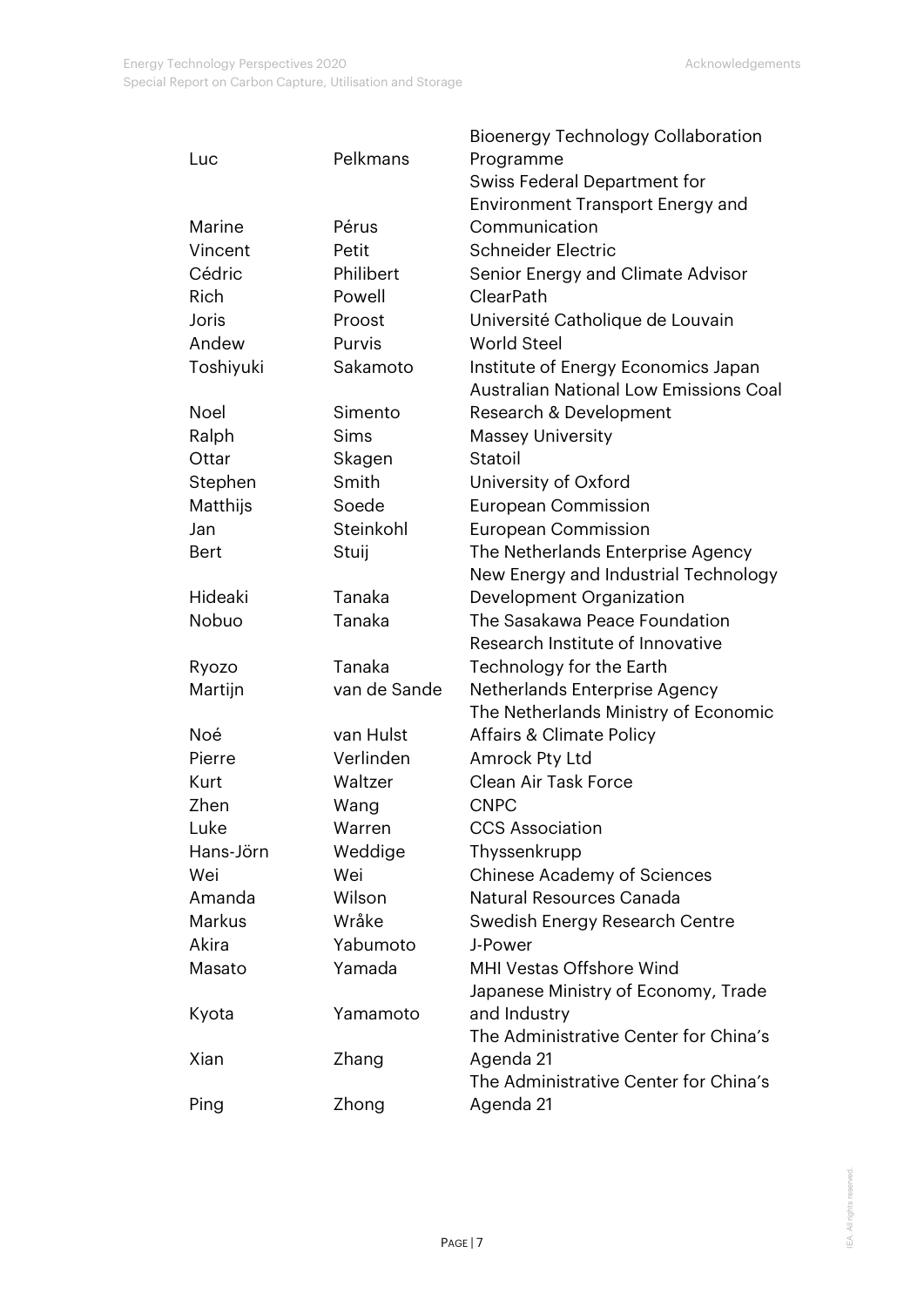| | | |
|---|---|---|
| Luc | Pelkmans | Bioenergy Technology Collaboration Programme |
| Marine | Pérus | Swiss Federal Department for Environment Transport Energy and Communication |
| Vincent | Petit | Schneider Electric |
| Cédric | Philibert | Senior Energy and Climate Advisor |
| Rich | Powell | ClearPath |
| Joris | Proost | Université Catholique de Louvain |
| Andew | Purvis | World Steel |
| Toshiyuki | Sakamoto | Institute of Energy Economics Japan |
| Noel | Simento | Australian National Low Emissions Coal Research & Development |
| Ralph | Sims | Massey University |
| Ottar | Skagen | Statoil |
| Stephen | Smith | University of Oxford |
| Matthijs | Soede | European Commission |
| Jan | Steinkohl | European Commission |
| Bert | Stuij | The Netherlands Enterprise Agency |
| Hideaki | Tanaka | New Energy and Industrial Technology Development Organization |
| Nobuo | Tanaka | The Sasakawa Peace Foundation |
| Ryozo | Tanaka | Research Institute of Innovative Technology for the Earth |
| Martijn | van de Sande | Netherlands Enterprise Agency |
| Noé | van Hulst | The Netherlands Ministry of Economic Affairs & Climate Policy |
| Pierre | Verlinden | Amrock Pty Ltd |
| Kurt | Waltzer | Clean Air Task Force |
| Zhen | Wang | CNPC |
| Luke | Warren | CCS Association |
| Hans-Jörn | Weddige | Thyssenkrupp |
| Wei | Wei | Chinese Academy of Sciences |
| Amanda | Wilson | Natural Resources Canada |
| Markus | Wråke | Swedish Energy Research Centre |
| Akira | Yabumoto | J-Power |
| Masato | Yamada | MHI Vestas Offshore Wind |
| Kyota | Yamamoto | Japanese Ministry of Economy, Trade and Industry |
| Xian | Zhang | The Administrative Center for China's Agenda 21 |
| Ping | Zhong | The Administrative Center for China's Agenda 21 |